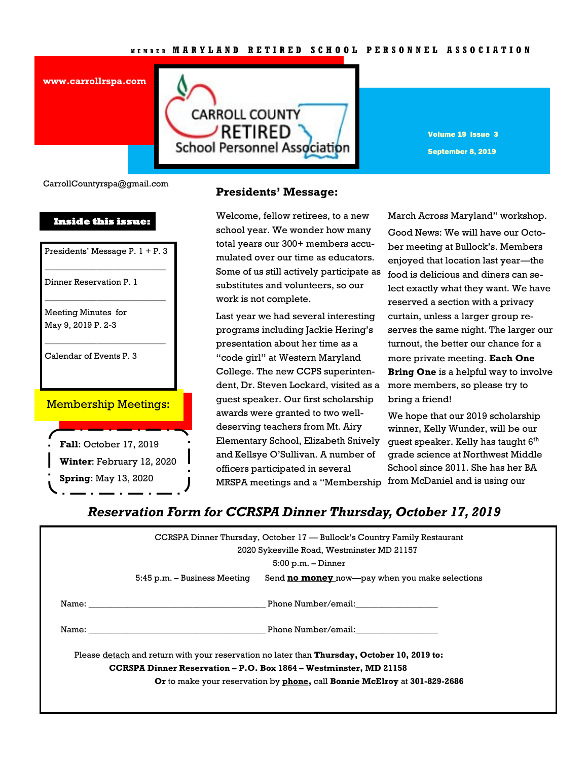MEMBER MARYLAND RETIRED SCHOOL PERSONNEL ASSOCIATION

www.carrollrspa.com

# CARROLL COUNTY RETIRED School Personnel Association

**Volume 19 Issue 3**

**September 8, 2019**

CarrollCountyrspa@gmail.com

**Inside this issue:**

- Presidents' Message P. 1 + P. 3
- Dinner Reservation P. 1
- Meeting Minutes for May 9, 2019 P. 2-3
- Calendar of Events P. 3

**Membership Meetings:**

- **Fall**: October 17, 2019
- **Winter**: February 12, 2020
- **Spring**: May 13, 2020

## Presidents' Message:

Welcome, fellow retirees, to a new school year. We wonder how many total years our 300+ members accumulated over our time as educators. Some of us still actively participate as substitutes and volunteers, so our work is not complete.

Last year we had several interesting programs including Jackie Hering's presentation about her time as a "code girl" at Western Maryland College. The new CCPS superintendent, Dr. Steven Lockard, visited as a guest speaker. Our first scholarship awards were granted to two well-deserving teachers from Mt. Airy Elementary School, Elizabeth Snively and Kellsye O'Sullivan. A number of officers participated in several MRSPA meetings and a "Membership March Across Maryland" workshop.

Good News: We will have our October meeting at Bullock's. Members enjoyed that location last year—the food is delicious and diners can select exactly what they want. We have reserved a section with a privacy curtain, unless a larger group reserves the same night. The larger our turnout, the better our chance for a more private meeting. **Each One Bring One** is a helpful way to involve more members, so please try to bring a friend!

We hope that our 2019 scholarship winner, Kelly Wunder, will be our guest speaker. Kelly has taught 6th grade science at Northwest Middle School since 2011. She has her BA from McDaniel and is using our

## *Reservation Form for CCRSPA Dinner Thursday, October 17, 2019*

CCRSPA Dinner Thursday, October 17 — Bullock's Country Family Restaurant
2020 Sykesville Road, Westminster MD 21157
5:00 p.m. – Dinner
5:45 p.m. – Business Meeting     Send **no money** now—pay when you make selections

Name: ________________________________________ Phone Number/email:__________________

Name: ________________________________________ Phone Number/email:__________________

Please detach and return with your reservation no later than **Thursday, October 10, 2019 to:**
**CCRSPA Dinner Reservation – P.O. Box 1864 – Westminster, MD 21158**
**Or** to make your reservation by **phone,** call **Bonnie McElroy** at **301-829-2686**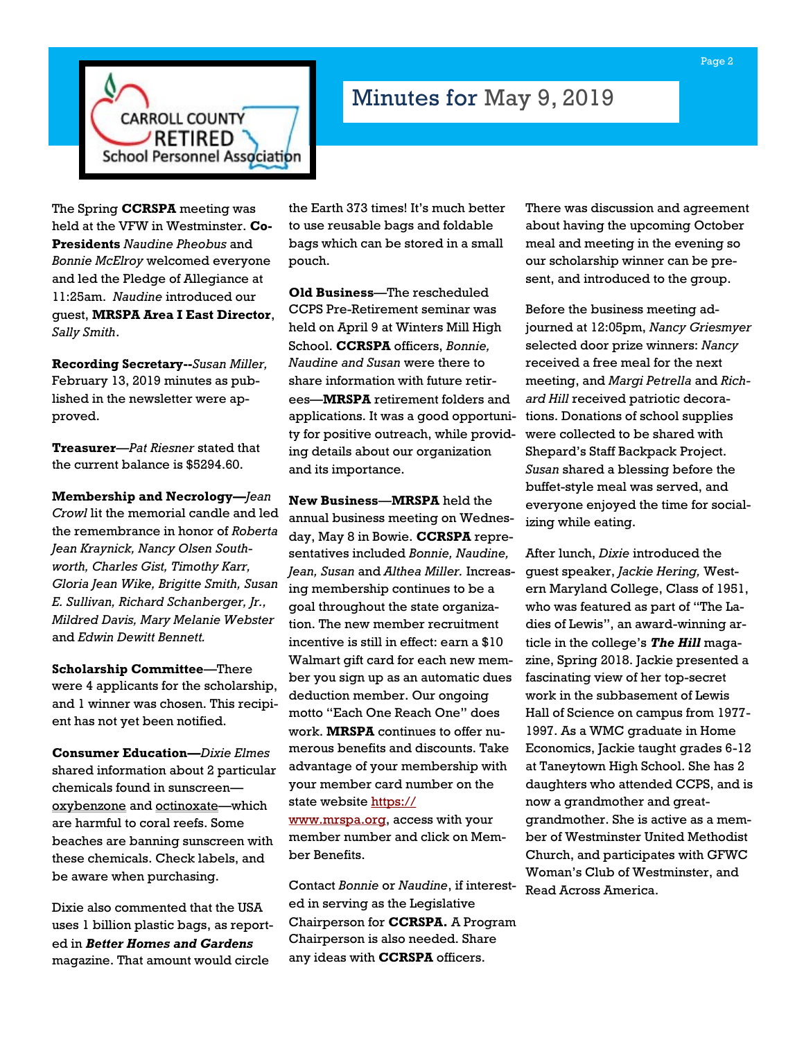# Minutes for May 9, 2019

The Spring **CCRSPA** meeting was held at the VFW in Westminster. **Co-Presidents** *Naudine Pheobus* and *Bonnie McElroy* welcomed everyone and led the Pledge of Allegiance at 11:25am. *Naudine* introduced our guest, **MRSPA Area I East Director**, *Sally Smith*.

**Recording Secretary--***Susan Miller,* February 13, 2019 minutes as published in the newsletter were approved.

**Treasurer**—*Pat Riesner* stated that the current balance is $5294.60.

**Membership and Necrology—***Jean Crowl* lit the memorial candle and led the remembrance in honor of *Roberta Jean Kraynick, Nancy Olsen Southworth, Charles Gist, Timothy Karr, Gloria Jean Wike, Brigitte Smith, Susan E. Sullivan, Richard Schanberger, Jr., Mildred Davis, Mary Melanie Webster* and *Edwin Dewitt Bennett.*

**Scholarship Committee**—There were 4 applicants for the scholarship, and 1 winner was chosen. This recipient has not yet been notified.

**Consumer Education—***Dixie Elmes* shared information about 2 particular chemicals found in sunscreen—oxybenzone and octinoxate—which are harmful to coral reefs. Some beaches are banning sunscreen with these chemicals. Check labels, and be aware when purchasing.

Dixie also commented that the USA uses 1 billion plastic bags, as reported in ***Better Homes and Gardens*** magazine. That amount would circle the Earth 373 times! It's much better to use reusable bags and foldable bags which can be stored in a small pouch.

**Old Business**—The rescheduled CCPS Pre-Retirement seminar was held on April 9 at Winters Mill High School. **CCRSPA** officers, *Bonnie, Naudine and Susan* were there to share information with future retirees—**MRSPA** retirement folders and applications. It was a good opportunity for positive outreach, while providing details about our organization and its importance.

**New Business**—**MRSPA** held the annual business meeting on Wednesday, May 8 in Bowie. **CCRSPA** representatives included *Bonnie, Naudine, Jean, Susan* and *Althea Miller.* Increasing membership continues to be a goal throughout the state organization. The new member recruitment incentive is still in effect: earn a $10 Walmart gift card for each new member you sign up as an automatic dues deduction member. Our ongoing motto "Each One Reach One" does work. **MRSPA** continues to offer numerous benefits and discounts. Take advantage of your membership with your member card number on the state website https://www.mrspa.org, access with your member number and click on Member Benefits.

Contact *Bonnie* or *Naudine*, if interested in serving as the Legislative Chairperson for **CCRSPA.** A Program Chairperson is also needed. Share any ideas with **CCRSPA** officers.

There was discussion and agreement about having the upcoming October meal and meeting in the evening so our scholarship winner can be present, and introduced to the group.

Before the business meeting adjourned at 12:05pm, *Nancy Griesmyer* selected door prize winners: *Nancy* received a free meal for the next meeting, and *Margi Petrella* and *Richard Hill* received patriotic decorations. Donations of school supplies were collected to be shared with Shepard's Staff Backpack Project. *Susan* shared a blessing before the buffet-style meal was served, and everyone enjoyed the time for socializing while eating.

After lunch, *Dixie* introduced the guest speaker, *Jackie Hering,* Western Maryland College, Class of 1951, who was featured as part of "The Ladies of Lewis", an award-winning article in the college's ***The Hill*** magazine, Spring 2018. Jackie presented a fascinating view of her top-secret work in the subbasement of Lewis Hall of Science on campus from 1977-1997. As a WMC graduate in Home Economics, Jackie taught grades 6-12 at Taneytown High School. She has 2 daughters who attended CCPS, and is now a grandmother and great-grandmother. She is active as a member of Westminster United Methodist Church, and participates with GFWC Woman's Club of Westminster, and Read Across America.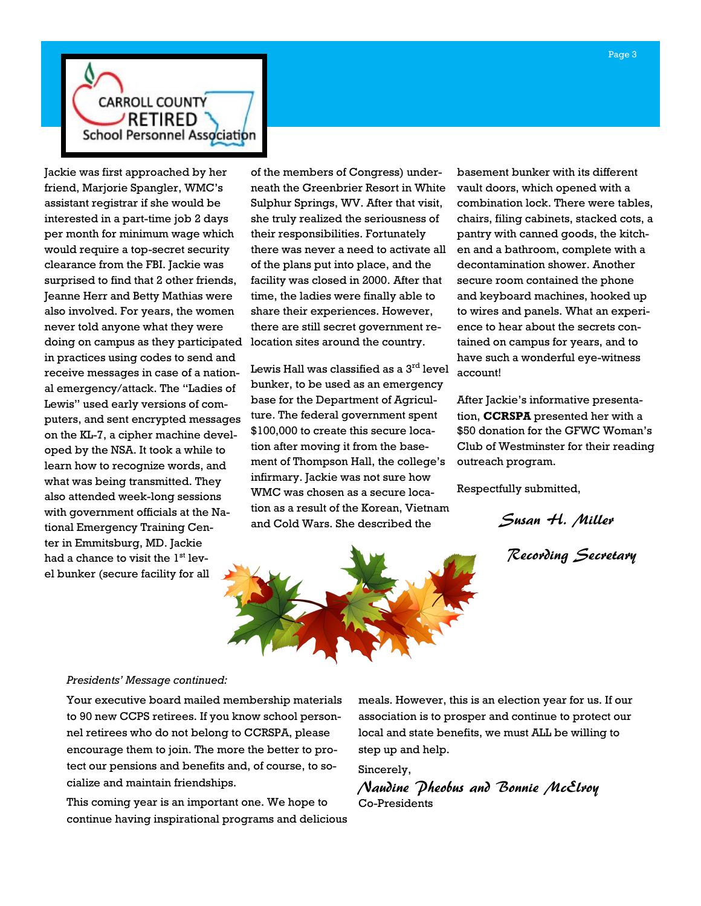Jackie was first approached by her friend, Marjorie Spangler, WMC's assistant registrar if she would be interested in a part-time job 2 days per month for minimum wage which would require a top-secret security clearance from the FBI. Jackie was surprised to find that 2 other friends, Jeanne Herr and Betty Mathias were also involved. For years, the women never told anyone what they were doing on campus as they participated in practices using codes to send and receive messages in case of a national emergency/attack. The "Ladies of Lewis" used early versions of computers, and sent encrypted messages on the KL-7, a cipher machine developed by the NSA. It took a while to learn how to recognize words, and what was being transmitted. They also attended week-long sessions with government officials at the National Emergency Training Center in Emmitsburg, MD. Jackie had a chance to visit the 1st level bunker (secure facility for all of the members of Congress) underneath the Greenbrier Resort in White Sulphur Springs, WV. After that visit, she truly realized the seriousness of their responsibilities. Fortunately there was never a need to activate all of the plans put into place, and the facility was closed in 2000. After that time, the ladies were finally able to share their experiences. However, there are still secret government relocation sites around the country.

Lewis Hall was classified as a 3rd level bunker, to be used as an emergency base for the Department of Agriculture. The federal government spent $100,000 to create this secure location after moving it from the basement of Thompson Hall, the college's infirmary. Jackie was not sure how WMC was chosen as a secure location as a result of the Korean, Vietnam and Cold Wars. She described the basement bunker with its different vault doors, which opened with a combination lock. There were tables, chairs, filing cabinets, stacked cots, a pantry with canned goods, the kitchen and a bathroom, complete with a decontamination shower. Another secure room contained the phone and keyboard machines, hooked up to wires and panels. What an experience to hear about the secrets contained on campus for years, and to have such a wonderful eye-witness account!

After Jackie's informative presentation, **CCRSPA** presented her with a $50 donation for the GFWC Woman's Club of Westminster for their reading outreach program.

Respectfully submitted,

*Susan H. Miller*

*Recording Secretary*

*Presidents' Message continued:*

Your executive board mailed membership materials to 90 new CCPS retirees. If you know school personnel retirees who do not belong to CCRSPA, please encourage them to join. The more the better to protect our pensions and benefits and, of course, to socialize and maintain friendships.

This coming year is an important one. We hope to continue having inspirational programs and delicious meals. However, this is an election year for us. If our association is to prosper and continue to protect our local and state benefits, we must ALL be willing to step up and help.

Sincerely,

*Naudine Pheobus and Bonnie McElroy*

Co-Presidents